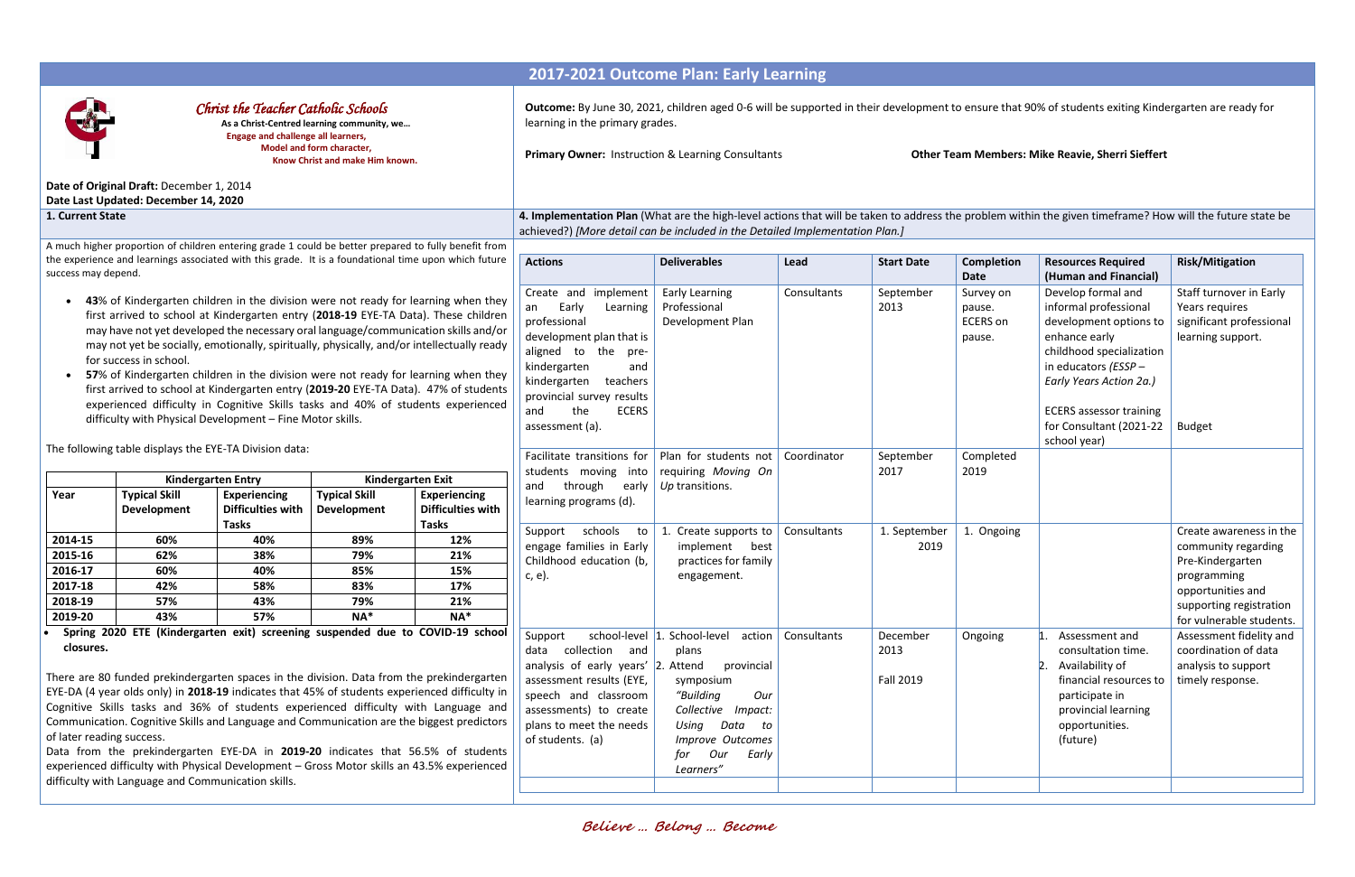# 2017-2021 Outcome Plan: Early Learning

*Christ the Teacher Catholic Schools*

**As a Christ-Centred learning community, we…**
**Engage and challenge all learners,**
**Model and form character,**
**Know Christ and make Him known.**

**Date of Original Draft:** December 1, 2014
**Date Last Updated: December 14, 2020**

**Outcome:** By June 30, 2021, children aged 0-6 will be supported in their development to ensure that 90% of students exiting Kindergarten are ready for learning in the primary grades.

**Primary Owner:** Instruction & Learning Consultants

**Other Team Members: Mike Reavie, Sherri Sieffert**

## 1. Current State

A much higher proportion of children entering grade 1 could be better prepared to fully benefit from the experience and learnings associated with this grade. It is a foundational time upon which future success may depend.

- **43**% of Kindergarten children in the division were not ready for learning when they first arrived to school at Kindergarten entry (**2018-19** EYE-TA Data). These children may have not yet developed the necessary oral language/communication skills and/or may not yet be socially, emotionally, spiritually, physically, and/or intellectually ready for success in school.
- **57**% of Kindergarten children in the division were not ready for learning when they first arrived to school at Kindergarten entry (**2019-20** EYE-TA Data). 47% of students experienced difficulty in Cognitive Skills tasks and 40% of students experienced difficulty with Physical Development – Fine Motor skills.

The following table displays the EYE-TA Division data:

| Year | Kindergarten Entry | | Kindergarten Exit | |
|---|---|---|---|---|
| | **Typical Skill Development** | **Experiencing Difficulties with Tasks** | **Typical Skill Development** | **Experiencing Difficulties with Tasks** |
| **2014-15** | **60%** | **40%** | **89%** | **12%** |
| **2015-16** | **62%** | **38%** | **79%** | **21%** |
| **2016-17** | **60%** | **40%** | **85%** | **15%** |
| **2017-18** | **42%** | **58%** | **83%** | **17%** |
| **2018-19** | **57%** | **43%** | **79%** | **21%** |
| **2019-20** | **43%** | **57%** | **NA*** | **NA*** |

- **Spring 2020 ETE (Kindergarten exit) screening suspended due to COVID-19 school closures.**

There are 80 funded prekindergarten spaces in the division. Data from the prekindergarten EYE-DA (4 year olds only) in **2018-19** indicates that 45% of students experienced difficulty in Cognitive Skills tasks and 36% of students experienced difficulty with Language and Communication. Cognitive Skills and Language and Communication are the biggest predictors of later reading success.

Data from the prekindergarten EYE-DA in **2019-20** indicates that 56.5% of students experienced difficulty with Physical Development – Gross Motor skills an 43.5% experienced difficulty with Language and Communication skills.

## 4. Implementation Plan

(What are the high-level actions that will be taken to address the problem within the given timeframe? How will the future state be achieved?) *[More detail can be included in the Detailed Implementation Plan.]*

| Actions | Deliverables | Lead | Start Date | Completion Date | Resources Required (Human and Financial) | Risk/Mitigation |
|---|---|---|---|---|---|---|
| Create and implement an Early Learning professional development plan that is aligned to the pre-kindergarten and kindergarten teachers provincial survey results and the ECERS assessment (a). | Early Learning Professional Development Plan | Consultants | September 2013 | Survey on pause. ECERS on pause. | Develop formal and informal professional development options to enhance early childhood specialization in educators *(ESSP – Early Years Action 2a.)* ECERS assessor training for Consultant (2021-22 school year) | Staff turnover in Early Years requires significant professional learning support. Budget |
| Facilitate transitions for students moving into and through early learning programs (d). | Plan for students not requiring *Moving On Up* transitions. | Coordinator | September 2017 | Completed 2019 | | |
| Support schools to engage families in Early Childhood education (b, c, e). | 1. Create supports to implement best practices for family engagement. | Consultants | 1. September 2019 | 1. Ongoing | | Create awareness in the community regarding Pre-Kindergarten programming opportunities and supporting registration for vulnerable students. |
| Support school-level data collection and analysis of early years' assessment results (EYE, speech and classroom assessments) to create plans to meet the needs of students. (a) | 1. School-level action plans 2. Attend provincial symposium *"Building Our Collective Impact: Using Data to Improve Outcomes for Our Early Learners"* | Consultants | December 2013 Fall 2019 | Ongoing | 1. Assessment and consultation time. 2. Availability of financial resources to participate in provincial learning opportunities. (future) | Assessment fidelity and coordination of data analysis to support timely response. |
| | | | | | | |

*Believe … Belong … Become*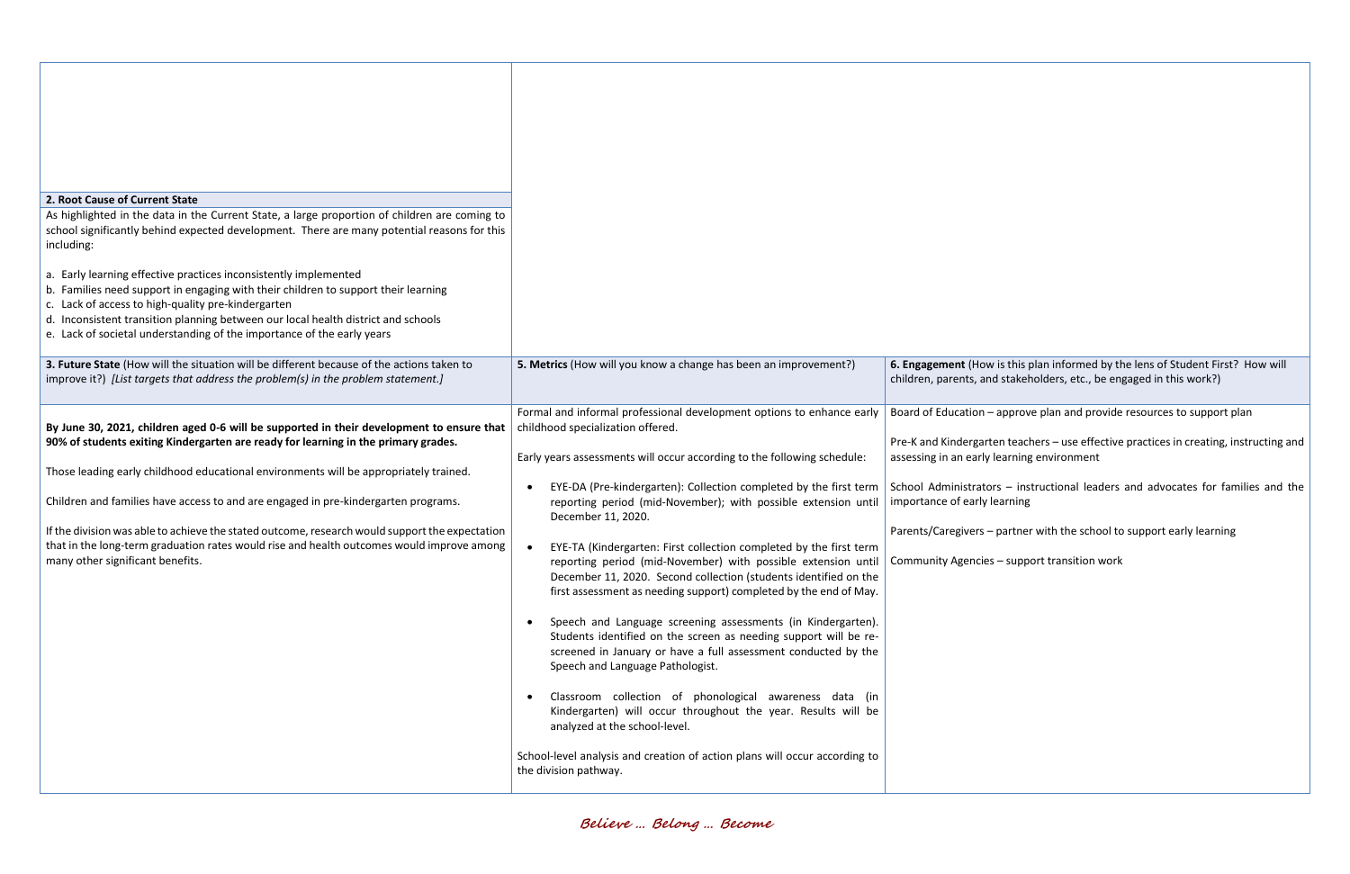## 2. Root Cause of Current State

As highlighted in the data in the Current State, a large proportion of children are coming to school significantly behind expected development. There are many potential reasons for this including:

a. Early learning effective practices inconsistently implemented
b. Families need support in engaging with their children to support their learning
c. Lack of access to high-quality pre-kindergarten
d. Inconsistent transition planning between our local health district and schools
e. Lack of societal understanding of the importance of the early years

| **3. Future State** (How will the situation will be different because of the actions taken to improve it?) *[List targets that address the problem(s) in the problem statement.]* | **5. Metrics** (How will you know a change has been an improvement?) | **6. Engagement** (How is this plan informed by the lens of Student First? How will children, parents, and stakeholders, etc., be engaged in this work?) |
|---|---|---|
| **By June 30, 2021, children aged 0-6 will be supported in their development to ensure that 90% of students exiting Kindergarten are ready for learning in the primary grades.**<br><br>Those leading early childhood educational environments will be appropriately trained.<br><br>Children and families have access to and are engaged in pre-kindergarten programs.<br><br>If the division was able to achieve the stated outcome, research would support the expectation that in the long-term graduation rates would rise and health outcomes would improve among many other significant benefits. | Formal and informal professional development options to enhance early childhood specialization offered.<br><br>Early years assessments will occur according to the following schedule:<br><br>• EYE-DA (Pre-kindergarten): Collection completed by the first term reporting period (mid-November); with possible extension until December 11, 2020.<br><br>• EYE-TA (Kindergarten: First collection completed by the first term reporting period (mid-November) with possible extension until December 11, 2020. Second collection (students identified on the first assessment as needing support) completed by the end of May.<br><br>• Speech and Language screening assessments (in Kindergarten). Students identified on the screen as needing support will be re-screened in January or have a full assessment conducted by the Speech and Language Pathologist.<br><br>• Classroom collection of phonological awareness data (in Kindergarten) will occur throughout the year. Results will be analyzed at the school-level.<br><br>School-level analysis and creation of action plans will occur according to the division pathway. | Board of Education – approve plan and provide resources to support plan<br><br>Pre-K and Kindergarten teachers – use effective practices in creating, instructing and assessing in an early learning environment<br><br>School Administrators – instructional leaders and advocates for families and the importance of early learning<br><br>Parents/Caregivers – partner with the school to support early learning<br><br>Community Agencies – support transition work |

*Believe ... Belong ... Become*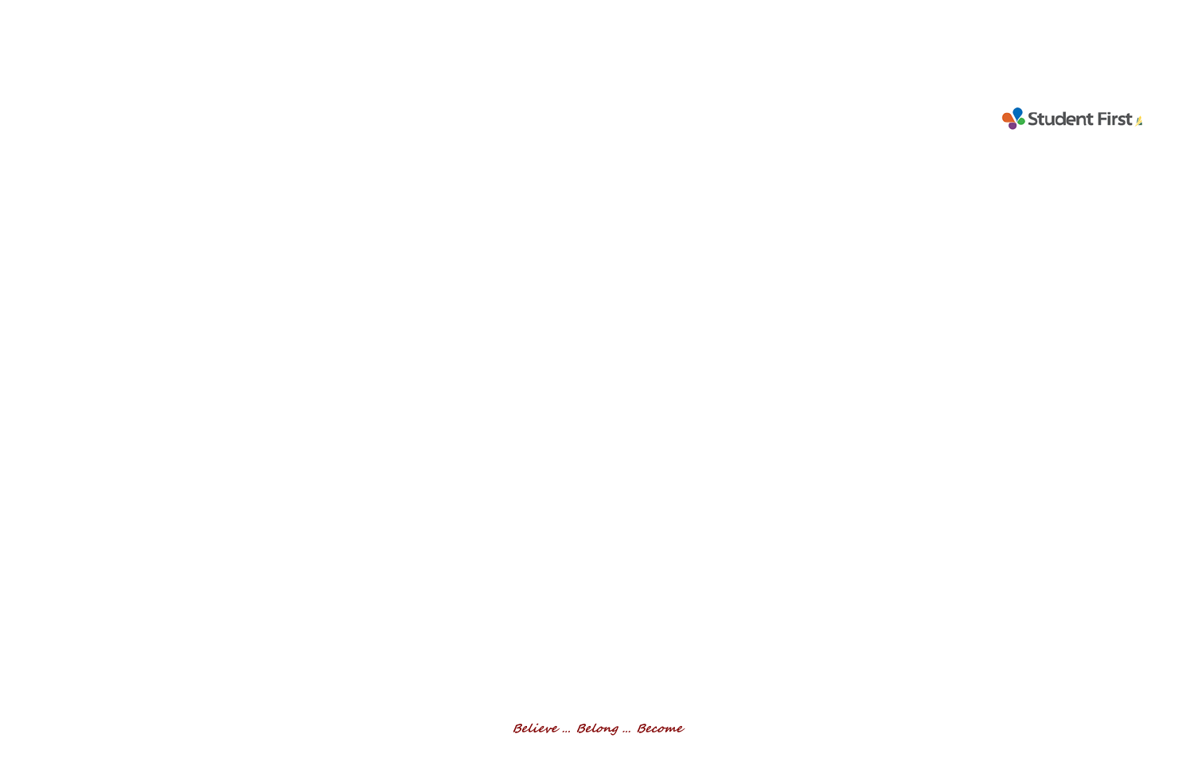Student First

*Believe ... Belong ... Become*